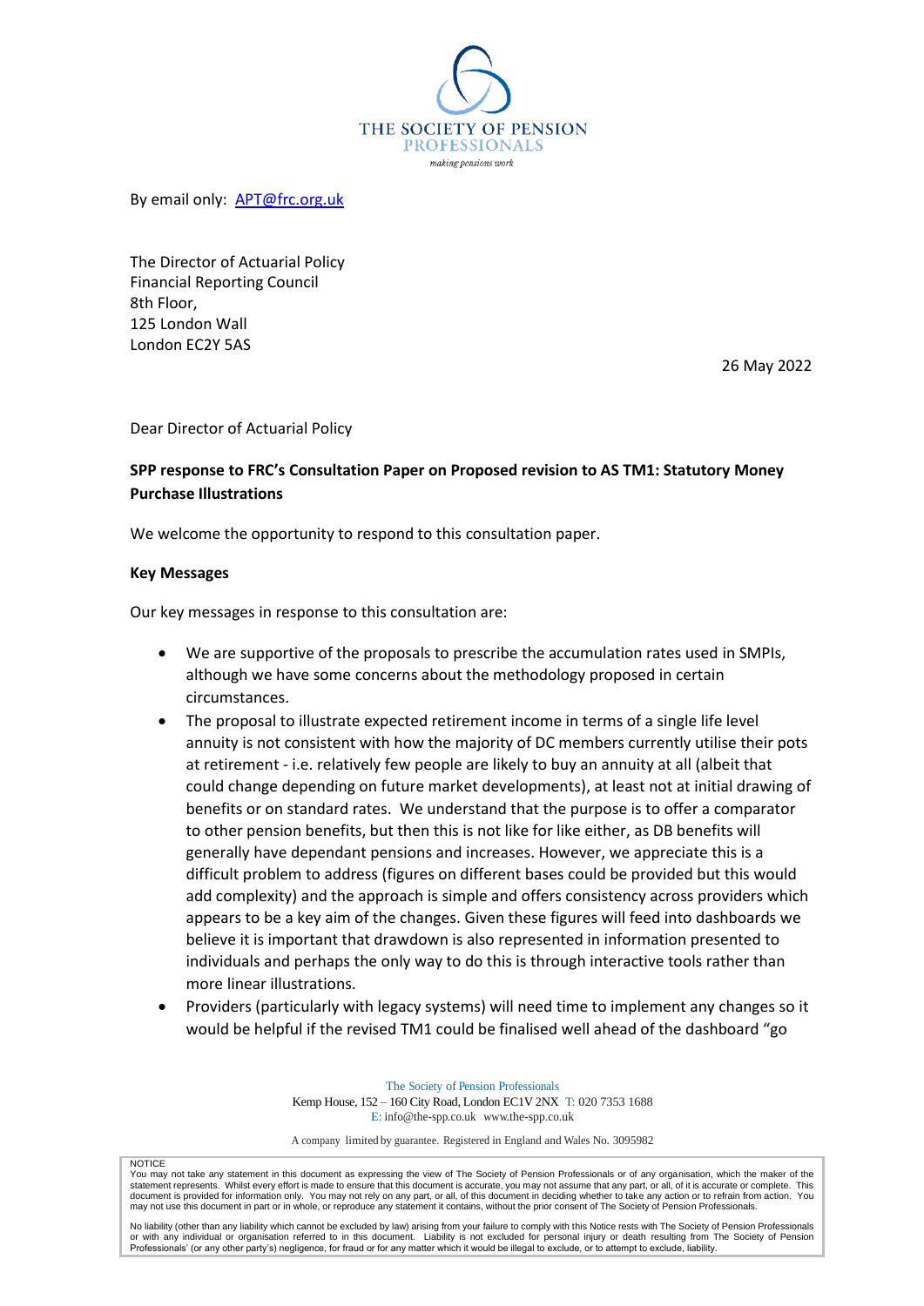THE SOCIETY OF PENSION PROFESSIONALS

*making pensions work*

By email only: [APT@frc.org.uk](mailto:APT@frc.org.uk)

The Director of Actuarial Policy
Financial Reporting Council
8th Floor,
125 London Wall
London EC2Y 5AS

26 May 2022

Dear Director of Actuarial Policy

**SPP response to FRC's Consultation Paper on Proposed revision to AS TM1: Statutory Money Purchase Illustrations**

We welcome the opportunity to respond to this consultation paper.

**Key Messages**

Our key messages in response to this consultation are:

- We are supportive of the proposals to prescribe the accumulation rates used in SMPIs, although we have some concerns about the methodology proposed in certain circumstances.
- The proposal to illustrate expected retirement income in terms of a single life level annuity is not consistent with how the majority of DC members currently utilise their pots at retirement - i.e. relatively few people are likely to buy an annuity at all (albeit that could change depending on future market developments), at least not at initial drawing of benefits or on standard rates. We understand that the purpose is to offer a comparator to other pension benefits, but then this is not like for like either, as DB benefits will generally have dependant pensions and increases. However, we appreciate this is a difficult problem to address (figures on different bases could be provided but this would add complexity) and the approach is simple and offers consistency across providers which appears to be a key aim of the changes. Given these figures will feed into dashboards we believe it is important that drawdown is also represented in information presented to individuals and perhaps the only way to do this is through interactive tools rather than more linear illustrations.
- Providers (particularly with legacy systems) will need time to implement any changes so it would be helpful if the revised TM1 could be finalised well ahead of the dashboard "go

The Society of Pension Professionals
Kemp House, 152 – 160 City Road, London EC1V 2NX T: 020 7353 1688
E: info@the-spp.co.uk www.the-spp.co.uk

A company limited by guarantee. Registered in England and Wales No. 3095982

NOTICE
You may not take any statement in this document as expressing the view of The Society of Pension Professionals or of any organisation, which the maker of the statement represents. Whilst every effort is made to ensure that this document is accurate, you may not assume that any part, or all, of it is accurate or complete. This document is provided for information only. You may not rely on any part, or all, of this document in deciding whether to take any action or to refrain from action. You may not use this document in part or in whole, or reproduce any statement it contains, without the prior consent of The Society of Pension Professionals.

No liability (other than any liability which cannot be excluded by law) arising from your failure to comply with this Notice rests with The Society of Pension Professionals or with any individual or organisation referred to in this document. Liability is not excluded for personal injury or death resulting from The Society of Pension Professionals' (or any other party's) negligence, for fraud or for any matter which it would be illegal to exclude, or to attempt to exclude, liability.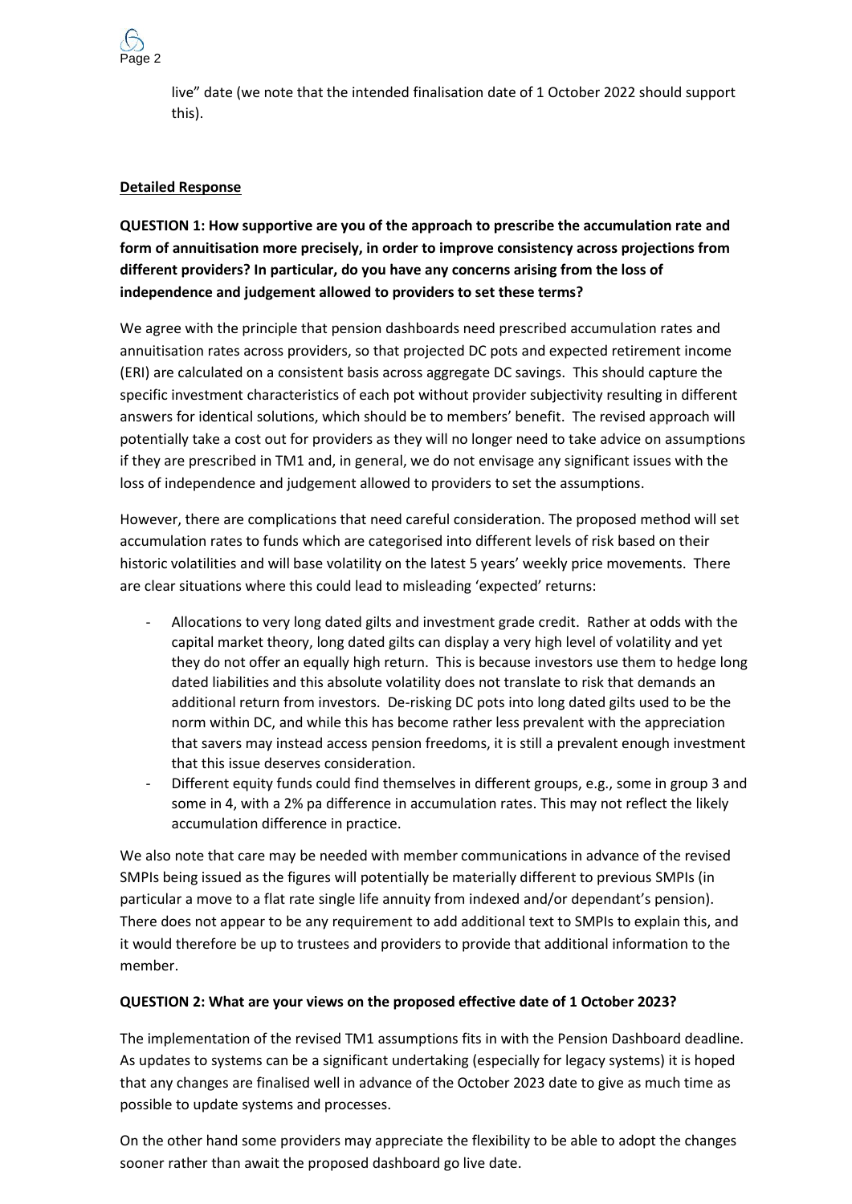live" date (we note that the intended finalisation date of 1 October 2022 should support this).

**Detailed Response**

**QUESTION 1: How supportive are you of the approach to prescribe the accumulation rate and form of annuitisation more precisely, in order to improve consistency across projections from different providers? In particular, do you have any concerns arising from the loss of independence and judgement allowed to providers to set these terms?**

We agree with the principle that pension dashboards need prescribed accumulation rates and annuitisation rates across providers, so that projected DC pots and expected retirement income (ERI) are calculated on a consistent basis across aggregate DC savings. This should capture the specific investment characteristics of each pot without provider subjectivity resulting in different answers for identical solutions, which should be to members' benefit. The revised approach will potentially take a cost out for providers as they will no longer need to take advice on assumptions if they are prescribed in TM1 and, in general, we do not envisage any significant issues with the loss of independence and judgement allowed to providers to set the assumptions.

However, there are complications that need careful consideration. The proposed method will set accumulation rates to funds which are categorised into different levels of risk based on their historic volatilities and will base volatility on the latest 5 years' weekly price movements. There are clear situations where this could lead to misleading 'expected' returns:

- Allocations to very long dated gilts and investment grade credit. Rather at odds with the capital market theory, long dated gilts can display a very high level of volatility and yet they do not offer an equally high return. This is because investors use them to hedge long dated liabilities and this absolute volatility does not translate to risk that demands an additional return from investors. De-risking DC pots into long dated gilts used to be the norm within DC, and while this has become rather less prevalent with the appreciation that savers may instead access pension freedoms, it is still a prevalent enough investment that this issue deserves consideration.
- Different equity funds could find themselves in different groups, e.g., some in group 3 and some in 4, with a 2% pa difference in accumulation rates. This may not reflect the likely accumulation difference in practice.

We also note that care may be needed with member communications in advance of the revised SMPIs being issued as the figures will potentially be materially different to previous SMPIs (in particular a move to a flat rate single life annuity from indexed and/or dependant's pension). There does not appear to be any requirement to add additional text to SMPIs to explain this, and it would therefore be up to trustees and providers to provide that additional information to the member.

**QUESTION 2: What are your views on the proposed effective date of 1 October 2023?**

The implementation of the revised TM1 assumptions fits in with the Pension Dashboard deadline. As updates to systems can be a significant undertaking (especially for legacy systems) it is hoped that any changes are finalised well in advance of the October 2023 date to give as much time as possible to update systems and processes.

On the other hand some providers may appreciate the flexibility to be able to adopt the changes sooner rather than await the proposed dashboard go live date.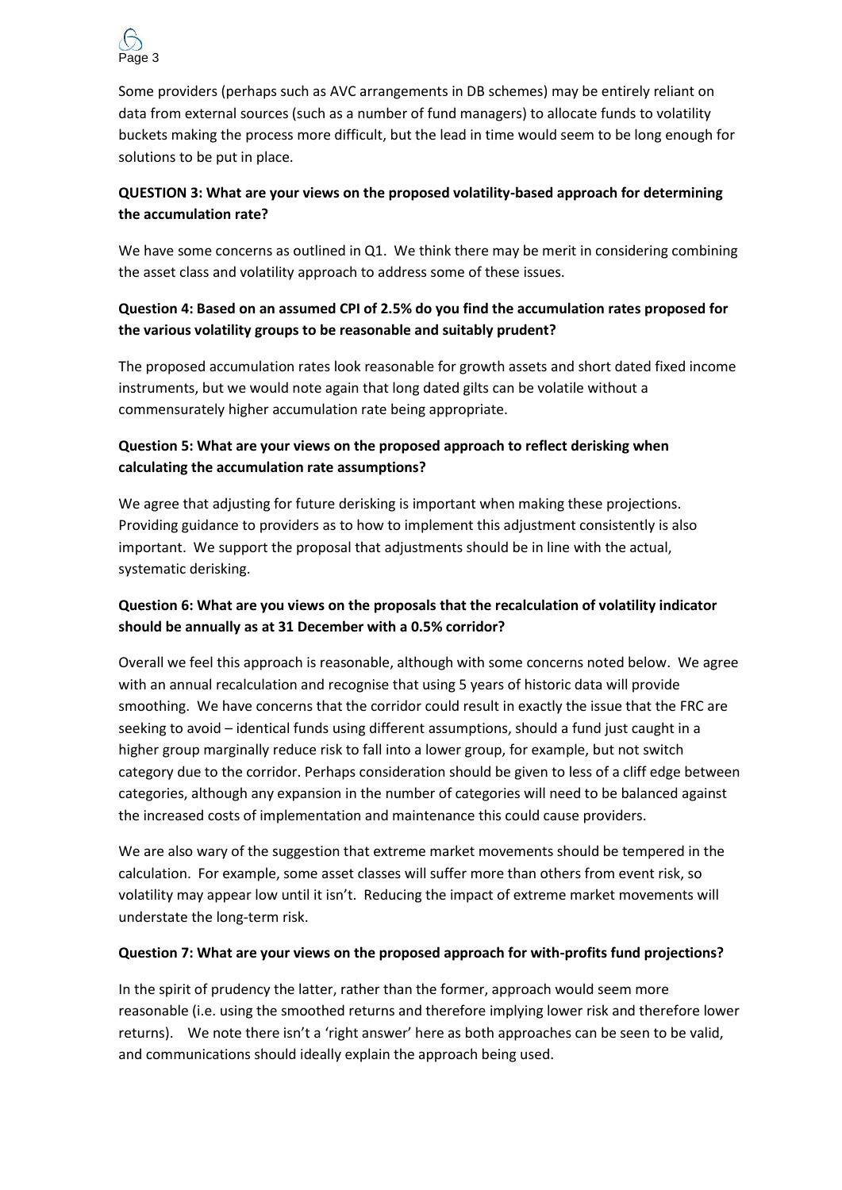Some providers (perhaps such as AVC arrangements in DB schemes) may be entirely reliant on data from external sources (such as a number of fund managers) to allocate funds to volatility buckets making the process more difficult, but the lead in time would seem to be long enough for solutions to be put in place.

**QUESTION 3: What are your views on the proposed volatility-based approach for determining the accumulation rate?**

We have some concerns as outlined in Q1. We think there may be merit in considering combining the asset class and volatility approach to address some of these issues.

**Question 4: Based on an assumed CPI of 2.5% do you find the accumulation rates proposed for the various volatility groups to be reasonable and suitably prudent?**

The proposed accumulation rates look reasonable for growth assets and short dated fixed income instruments, but we would note again that long dated gilts can be volatile without a commensurately higher accumulation rate being appropriate.

**Question 5: What are your views on the proposed approach to reflect derisking when calculating the accumulation rate assumptions?**

We agree that adjusting for future derisking is important when making these projections. Providing guidance to providers as to how to implement this adjustment consistently is also important. We support the proposal that adjustments should be in line with the actual, systematic derisking.

**Question 6: What are you views on the proposals that the recalculation of volatility indicator should be annually as at 31 December with a 0.5% corridor?**

Overall we feel this approach is reasonable, although with some concerns noted below. We agree with an annual recalculation and recognise that using 5 years of historic data will provide smoothing. We have concerns that the corridor could result in exactly the issue that the FRC are seeking to avoid – identical funds using different assumptions, should a fund just caught in a higher group marginally reduce risk to fall into a lower group, for example, but not switch category due to the corridor. Perhaps consideration should be given to less of a cliff edge between categories, although any expansion in the number of categories will need to be balanced against the increased costs of implementation and maintenance this could cause providers.

We are also wary of the suggestion that extreme market movements should be tempered in the calculation. For example, some asset classes will suffer more than others from event risk, so volatility may appear low until it isn't. Reducing the impact of extreme market movements will understate the long-term risk.

**Question 7: What are your views on the proposed approach for with-profits fund projections?**

In the spirit of prudency the latter, rather than the former, approach would seem more reasonable (i.e. using the smoothed returns and therefore implying lower risk and therefore lower returns). We note there isn't a 'right answer' here as both approaches can be seen to be valid, and communications should ideally explain the approach being used.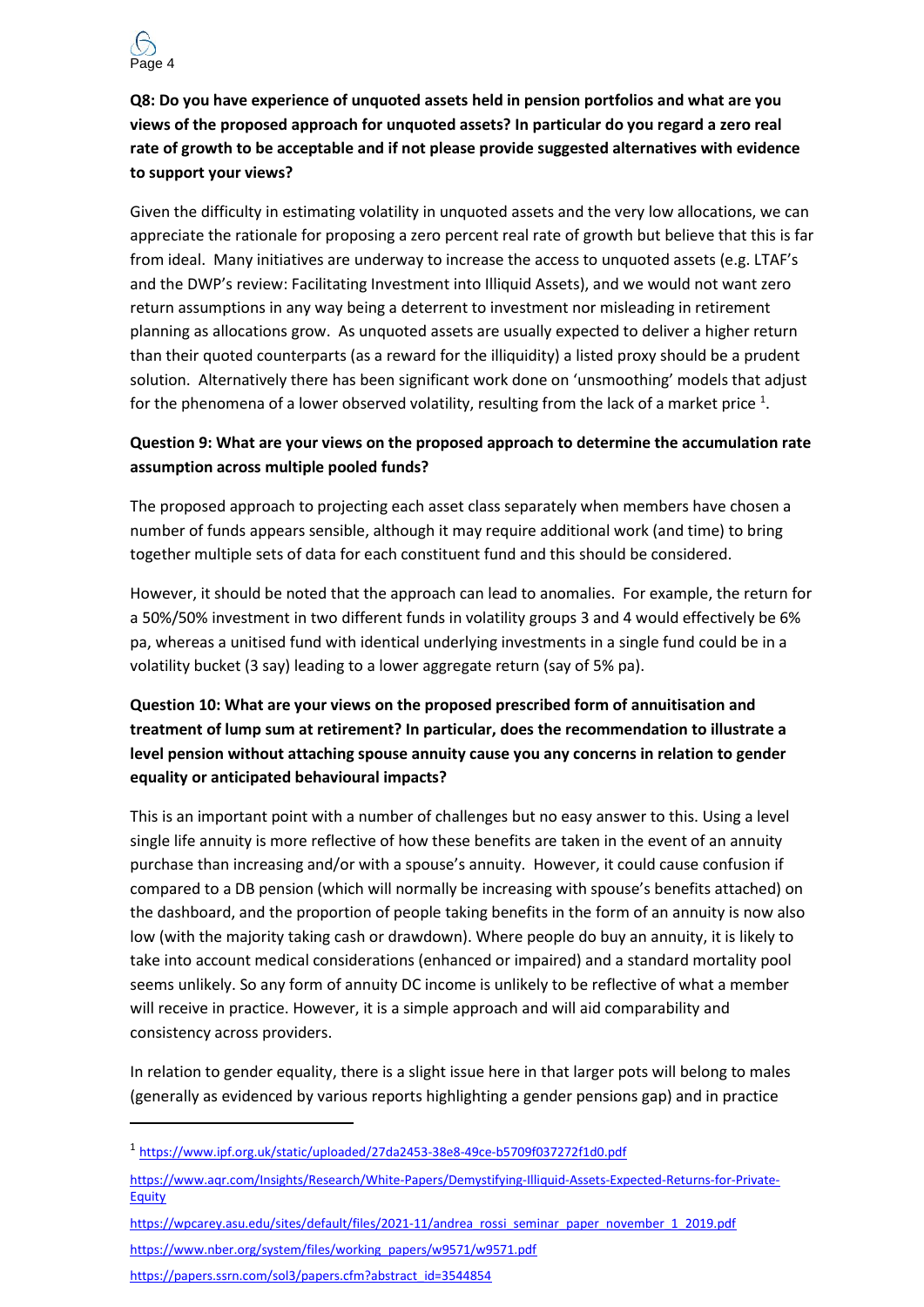**Q8: Do you have experience of unquoted assets held in pension portfolios and what are you views of the proposed approach for unquoted assets? In particular do you regard a zero real rate of growth to be acceptable and if not please provide suggested alternatives with evidence to support your views?**

Given the difficulty in estimating volatility in unquoted assets and the very low allocations, we can appreciate the rationale for proposing a zero percent real rate of growth but believe that this is far from ideal. Many initiatives are underway to increase the access to unquoted assets (e.g. LTAF's and the DWP's review: Facilitating Investment into Illiquid Assets), and we would not want zero return assumptions in any way being a deterrent to investment nor misleading in retirement planning as allocations grow. As unquoted assets are usually expected to deliver a higher return than their quoted counterparts (as a reward for the illiquidity) a listed proxy should be a prudent solution. Alternatively there has been significant work done on 'unsmoothing' models that adjust for the phenomena of a lower observed volatility, resulting from the lack of a market price [1].

**Question 9: What are your views on the proposed approach to determine the accumulation rate assumption across multiple pooled funds?**

The proposed approach to projecting each asset class separately when members have chosen a number of funds appears sensible, although it may require additional work (and time) to bring together multiple sets of data for each constituent fund and this should be considered.

However, it should be noted that the approach can lead to anomalies. For example, the return for a 50%/50% investment in two different funds in volatility groups 3 and 4 would effectively be 6% pa, whereas a unitised fund with identical underlying investments in a single fund could be in a volatility bucket (3 say) leading to a lower aggregate return (say of 5% pa).

**Question 10: What are your views on the proposed prescribed form of annuitisation and treatment of lump sum at retirement? In particular, does the recommendation to illustrate a level pension without attaching spouse annuity cause you any concerns in relation to gender equality or anticipated behavioural impacts?**

This is an important point with a number of challenges but no easy answer to this. Using a level single life annuity is more reflective of how these benefits are taken in the event of an annuity purchase than increasing and/or with a spouse's annuity. However, it could cause confusion if compared to a DB pension (which will normally be increasing with spouse's benefits attached) on the dashboard, and the proportion of people taking benefits in the form of an annuity is now also low (with the majority taking cash or drawdown). Where people do buy an annuity, it is likely to take into account medical considerations (enhanced or impaired) and a standard mortality pool seems unlikely. So any form of annuity DC income is unlikely to be reflective of what a member will receive in practice. However, it is a simple approach and will aid comparability and consistency across providers.

In relation to gender equality, there is a slight issue here in that larger pots will belong to males (generally as evidenced by various reports highlighting a gender pensions gap) and in practice

---

[1] https://www.ipf.org.uk/static/uploaded/27da2453-38e8-49ce-b5709f037272f1d0.pdf

https://www.aqr.com/Insights/Research/White-Papers/Demystifying-Illiquid-Assets-Expected-Returns-for-Private-Equity

https://wpcarey.asu.edu/sites/default/files/2021-11/andrea_rossi_seminar_paper_november_1_2019.pdf

https://www.nber.org/system/files/working_papers/w9571/w9571.pdf

https://papers.ssrn.com/sol3/papers.cfm?abstract_id=3544854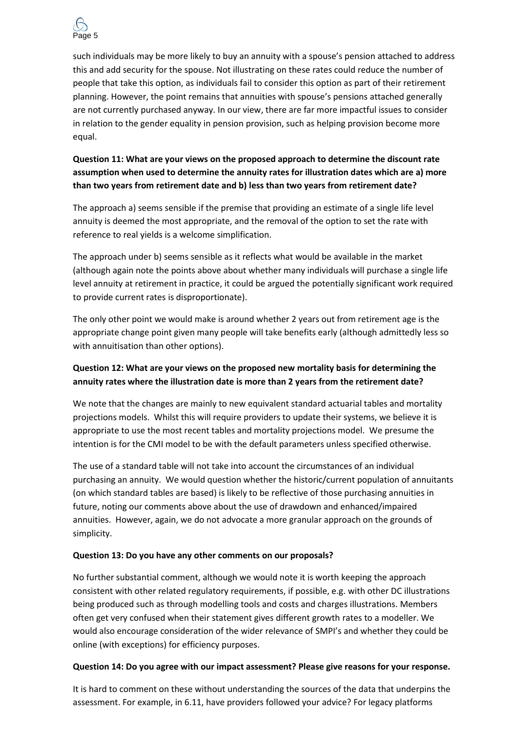such individuals may be more likely to buy an annuity with a spouse's pension attached to address this and add security for the spouse. Not illustrating on these rates could reduce the number of people that take this option, as individuals fail to consider this option as part of their retirement planning. However, the point remains that annuities with spouse's pensions attached generally are not currently purchased anyway. In our view, there are far more impactful issues to consider in relation to the gender equality in pension provision, such as helping provision become more equal.

**Question 11: What are your views on the proposed approach to determine the discount rate assumption when used to determine the annuity rates for illustration dates which are a) more than two years from retirement date and b) less than two years from retirement date?**

The approach a) seems sensible if the premise that providing an estimate of a single life level annuity is deemed the most appropriate, and the removal of the option to set the rate with reference to real yields is a welcome simplification.

The approach under b) seems sensible as it reflects what would be available in the market (although again note the points above about whether many individuals will purchase a single life level annuity at retirement in practice, it could be argued the potentially significant work required to provide current rates is disproportionate).

The only other point we would make is around whether 2 years out from retirement age is the appropriate change point given many people will take benefits early (although admittedly less so with annuitisation than other options).

**Question 12: What are your views on the proposed new mortality basis for determining the annuity rates where the illustration date is more than 2 years from the retirement date?**

We note that the changes are mainly to new equivalent standard actuarial tables and mortality projections models. Whilst this will require providers to update their systems, we believe it is appropriate to use the most recent tables and mortality projections model. We presume the intention is for the CMI model to be with the default parameters unless specified otherwise.

The use of a standard table will not take into account the circumstances of an individual purchasing an annuity. We would question whether the historic/current population of annuitants (on which standard tables are based) is likely to be reflective of those purchasing annuities in future, noting our comments above about the use of drawdown and enhanced/impaired annuities. However, again, we do not advocate a more granular approach on the grounds of simplicity.

**Question 13: Do you have any other comments on our proposals?**

No further substantial comment, although we would note it is worth keeping the approach consistent with other related regulatory requirements, if possible, e.g. with other DC illustrations being produced such as through modelling tools and costs and charges illustrations. Members often get very confused when their statement gives different growth rates to a modeller. We would also encourage consideration of the wider relevance of SMPI's and whether they could be online (with exceptions) for efficiency purposes.

**Question 14: Do you agree with our impact assessment? Please give reasons for your response.**

It is hard to comment on these without understanding the sources of the data that underpins the assessment. For example, in 6.11, have providers followed your advice? For legacy platforms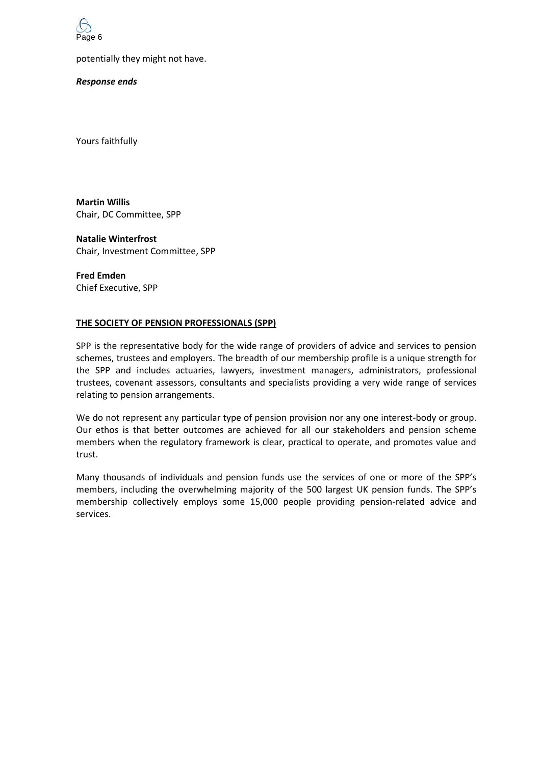potentially they might not have.

***Response ends***

Yours faithfully

**Martin Willis**
Chair, DC Committee, SPP

**Natalie Winterfrost**
Chair, Investment Committee, SPP

**Fred Emden**
Chief Executive, SPP

**THE SOCIETY OF PENSION PROFESSIONALS (SPP)**

SPP is the representative body for the wide range of providers of advice and services to pension schemes, trustees and employers. The breadth of our membership profile is a unique strength for the SPP and includes actuaries, lawyers, investment managers, administrators, professional trustees, covenant assessors, consultants and specialists providing a very wide range of services relating to pension arrangements.

We do not represent any particular type of pension provision nor any one interest-body or group. Our ethos is that better outcomes are achieved for all our stakeholders and pension scheme members when the regulatory framework is clear, practical to operate, and promotes value and trust.

Many thousands of individuals and pension funds use the services of one or more of the SPP's members, including the overwhelming majority of the 500 largest UK pension funds. The SPP's membership collectively employs some 15,000 people providing pension-related advice and services.